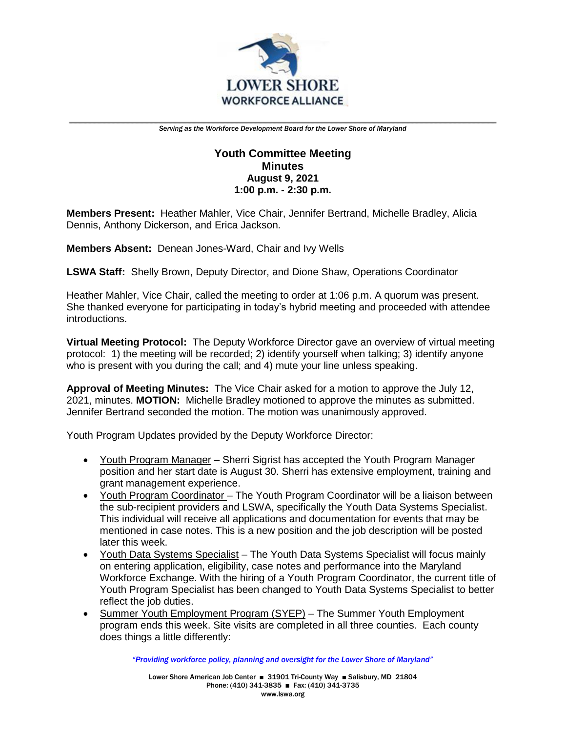# LOWER SHORE WORKFORCE ALLIANCE

*Serving as the Workforce Development Board for the Lower Shore of Maryland*

**Youth Committee Meeting**
**Minutes**
**August 9, 2021**
**1:00 p.m. - 2:30 p.m.**

**Members Present:** Heather Mahler, Vice Chair, Jennifer Bertrand, Michelle Bradley, Alicia Dennis, Anthony Dickerson, and Erica Jackson.

**Members Absent:** Denean Jones-Ward, Chair and Ivy Wells

**LSWA Staff:** Shelly Brown, Deputy Director, and Dione Shaw, Operations Coordinator

Heather Mahler, Vice Chair, called the meeting to order at 1:06 p.m. A quorum was present. She thanked everyone for participating in today's hybrid meeting and proceeded with attendee introductions.

**Virtual Meeting Protocol:** The Deputy Workforce Director gave an overview of virtual meeting protocol: 1) the meeting will be recorded; 2) identify yourself when talking; 3) identify anyone who is present with you during the call; and 4) mute your line unless speaking.

**Approval of Meeting Minutes:** The Vice Chair asked for a motion to approve the July 12, 2021, minutes. **MOTION:** Michelle Bradley motioned to approve the minutes as submitted. Jennifer Bertrand seconded the motion. The motion was unanimously approved.

Youth Program Updates provided by the Deputy Workforce Director:

- Youth Program Manager – Sherri Sigrist has accepted the Youth Program Manager position and her start date is August 30. Sherri has extensive employment, training and grant management experience.
- Youth Program Coordinator – The Youth Program Coordinator will be a liaison between the sub-recipient providers and LSWA, specifically the Youth Data Systems Specialist. This individual will receive all applications and documentation for events that may be mentioned in case notes. This is a new position and the job description will be posted later this week.
- Youth Data Systems Specialist – The Youth Data Systems Specialist will focus mainly on entering application, eligibility, case notes and performance into the Maryland Workforce Exchange. With the hiring of a Youth Program Coordinator, the current title of Youth Program Specialist has been changed to Youth Data Systems Specialist to better reflect the job duties.
- Summer Youth Employment Program (SYEP) – The Summer Youth Employment program ends this week. Site visits are completed in all three counties. Each county does things a little differently: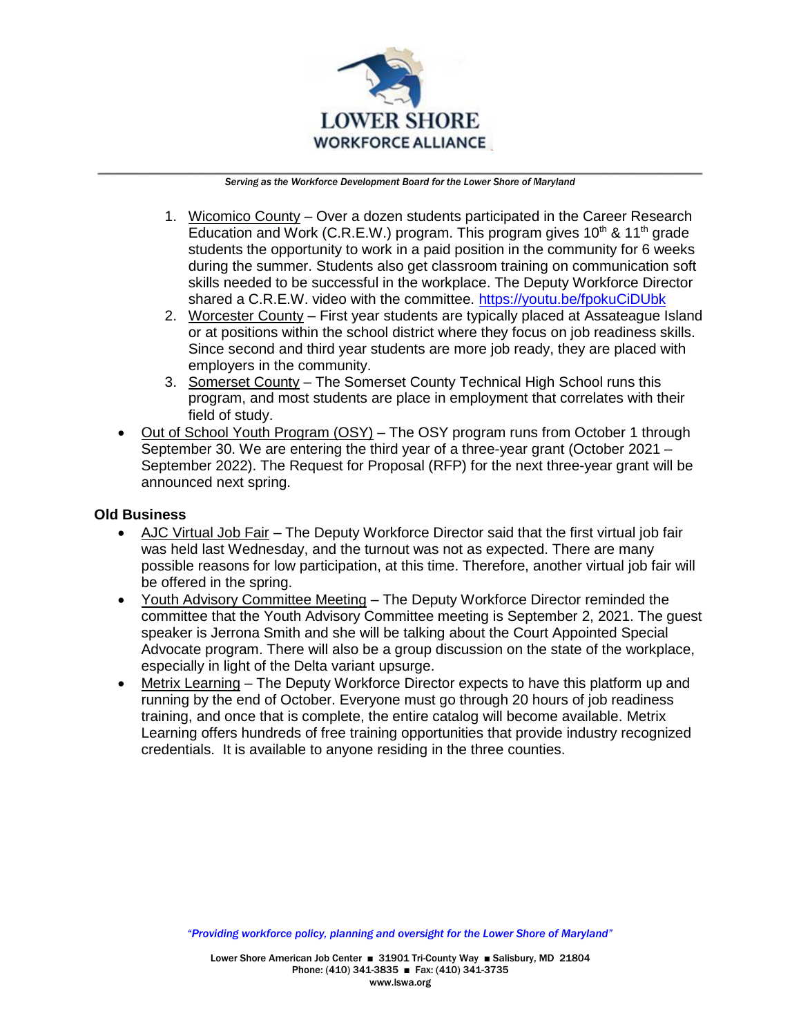1. Wicomico County – Over a dozen students participated in the Career Research Education and Work (C.R.E.W.) program. This program gives 10th & 11th grade students the opportunity to work in a paid position in the community for 6 weeks during the summer. Students also get classroom training on communication soft skills needed to be successful in the workplace. The Deputy Workforce Director shared a C.R.E.W. video with the committee. https://youtu.be/fpokuCiDUbk
2. Worcester County – First year students are typically placed at Assateague Island or at positions within the school district where they focus on job readiness skills. Since second and third year students are more job ready, they are placed with employers in the community.
3. Somerset County – The Somerset County Technical High School runs this program, and most students are place in employment that correlates with their field of study.

- Out of School Youth Program (OSY) – The OSY program runs from October 1 through September 30. We are entering the third year of a three-year grant (October 2021 – September 2022). The Request for Proposal (RFP) for the next three-year grant will be announced next spring.

**Old Business**

- AJC Virtual Job Fair – The Deputy Workforce Director said that the first virtual job fair was held last Wednesday, and the turnout was not as expected. There are many possible reasons for low participation, at this time. Therefore, another virtual job fair will be offered in the spring.
- Youth Advisory Committee Meeting – The Deputy Workforce Director reminded the committee that the Youth Advisory Committee meeting is September 2, 2021. The guest speaker is Jerrona Smith and she will be talking about the Court Appointed Special Advocate program. There will also be a group discussion on the state of the workplace, especially in light of the Delta variant upsurge.
- Metrix Learning – The Deputy Workforce Director expects to have this platform up and running by the end of October. Everyone must go through 20 hours of job readiness training, and once that is complete, the entire catalog will become available. Metrix Learning offers hundreds of free training opportunities that provide industry recognized credentials. It is available to anyone residing in the three counties.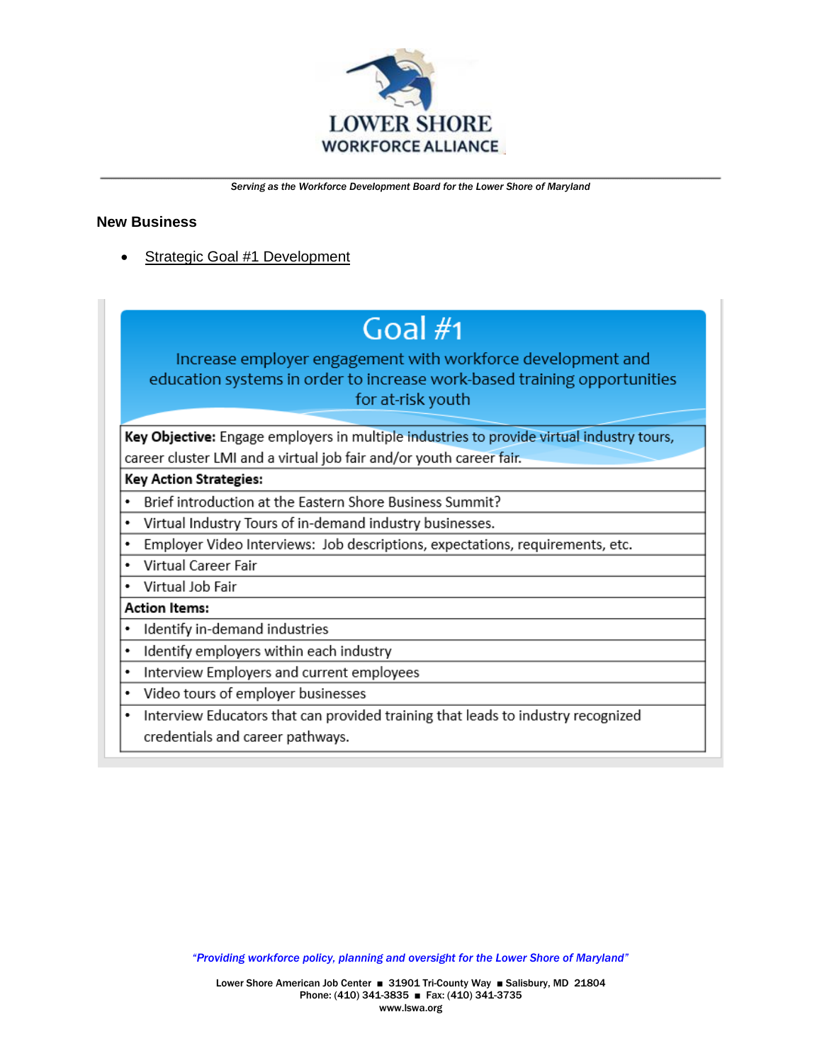LOWER SHORE WORKFORCE ALLIANCE

*Serving as the Workforce Development Board for the Lower Shore of Maryland*

### New Business

- Strategic Goal #1 Development

## Goal #1

Increase employer engagement with workforce development and education systems in order to increase work-based training opportunities for at-risk youth

| **Key Objective:** Engage employers in multiple industries to provide virtual industry tours, career cluster LMI and a virtual job fair and/or youth career fair. |
|---|
| **Key Action Strategies:** |
| • Brief introduction at the Eastern Shore Business Summit? |
| • Virtual Industry Tours of in-demand industry businesses. |
| • Employer Video Interviews: Job descriptions, expectations, requirements, etc. |
| • Virtual Career Fair |
| • Virtual Job Fair |
| **Action Items:** |
| • Identify in-demand industries |
| • Identify employers within each industry |
| • Interview Employers and current employees |
| • Video tours of employer businesses |
| • Interview Educators that can provided training that leads to industry recognized credentials and career pathways. |

*"Providing workforce policy, planning and oversight for the Lower Shore of Maryland"*

Lower Shore American Job Center ■ 31901 Tri-County Way ■ Salisbury, MD 21804
Phone: (410) 341-3835 ■ Fax: (410) 341-3735
www.lswa.org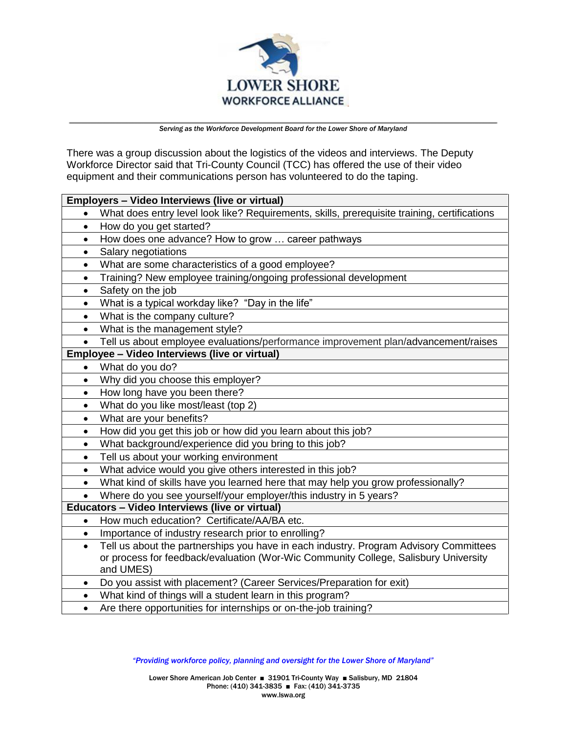There was a group discussion about the logistics of the videos and interviews. The Deputy Workforce Director said that Tri-County Council (TCC) has offered the use of their video equipment and their communications person has volunteered to do the taping.

| **Employers – Video Interviews (live or virtual)** |
|---|
| • What does entry level look like? Requirements, skills, prerequisite training, certifications |
| • How do you get started? |
| • How does one advance? How to grow … career pathways |
| • Salary negotiations |
| • What are some characteristics of a good employee? |
| • Training? New employee training/ongoing professional development |
| • Safety on the job |
| • What is a typical workday like? "Day in the life" |
| • What is the company culture? |
| • What is the management style? |
| • Tell us about employee evaluations/performance improvement plan/advancement/raises |
| **Employee – Video Interviews (live or virtual)** |
| • What do you do? |
| • Why did you choose this employer? |
| • How long have you been there? |
| • What do you like most/least (top 2) |
| • What are your benefits? |
| • How did you get this job or how did you learn about this job? |
| • What background/experience did you bring to this job? |
| • Tell us about your working environment |
| • What advice would you give others interested in this job? |
| • What kind of skills have you learned here that may help you grow professionally? |
| • Where do you see yourself/your employer/this industry in 5 years? |
| **Educators – Video Interviews (live or virtual)** |
| • How much education? Certificate/AA/BA etc. |
| • Importance of industry research prior to enrolling? |
| • Tell us about the partnerships you have in each industry. Program Advisory Committees or process for feedback/evaluation (Wor-Wic Community College, Salisbury University and UMES) |
| • Do you assist with placement? (Career Services/Preparation for exit) |
| • What kind of things will a student learn in this program? |
| • Are there opportunities for internships or on-the-job training? |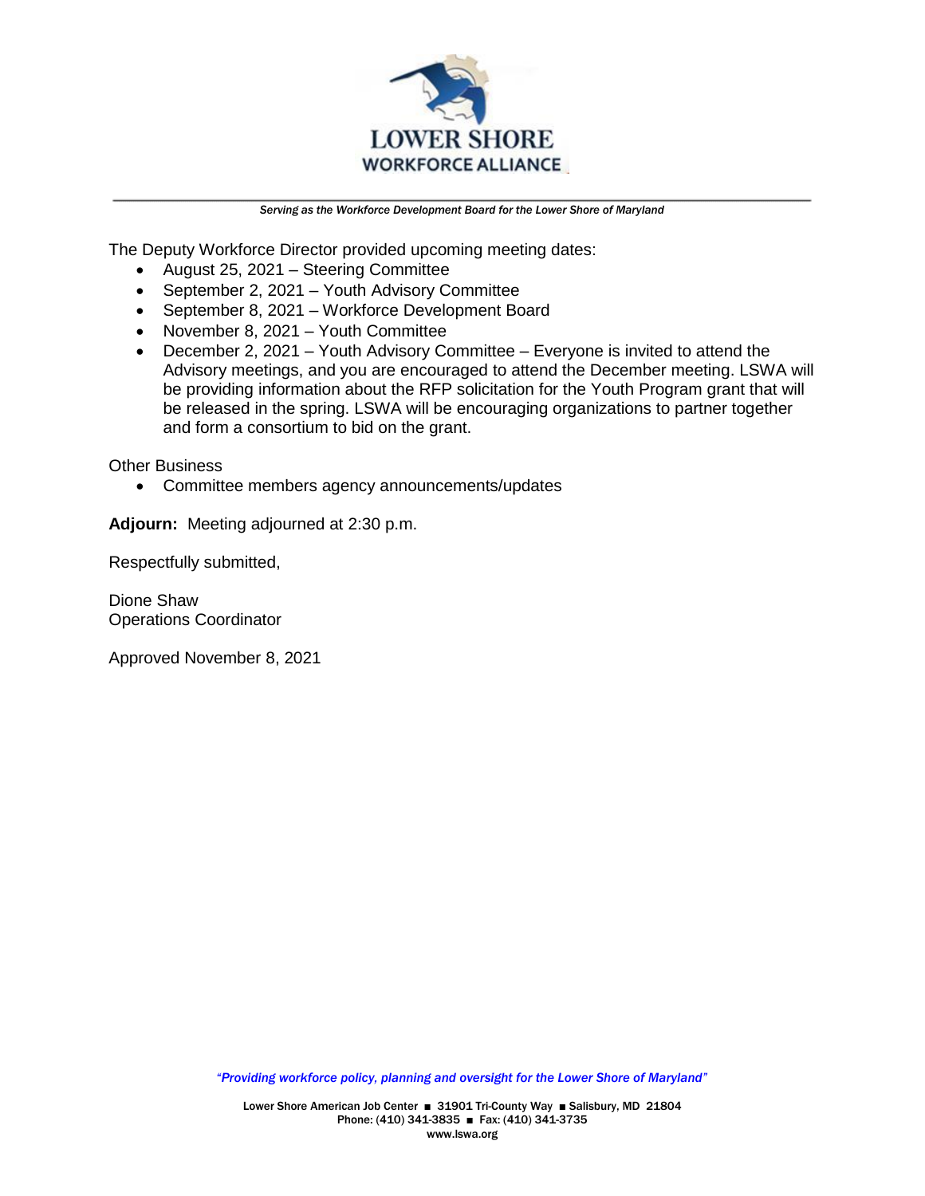The Deputy Workforce Director provided upcoming meeting dates:

- August 25, 2021 – Steering Committee
- September 2, 2021 – Youth Advisory Committee
- September 8, 2021 – Workforce Development Board
- November 8, 2021 – Youth Committee
- December 2, 2021 – Youth Advisory Committee – Everyone is invited to attend the Advisory meetings, and you are encouraged to attend the December meeting. LSWA will be providing information about the RFP solicitation for the Youth Program grant that will be released in the spring. LSWA will be encouraging organizations to partner together and form a consortium to bid on the grant.

Other Business

- Committee members agency announcements/updates

**Adjourn:** Meeting adjourned at 2:30 p.m.

Respectfully submitted,

Dione Shaw
Operations Coordinator

Approved November 8, 2021